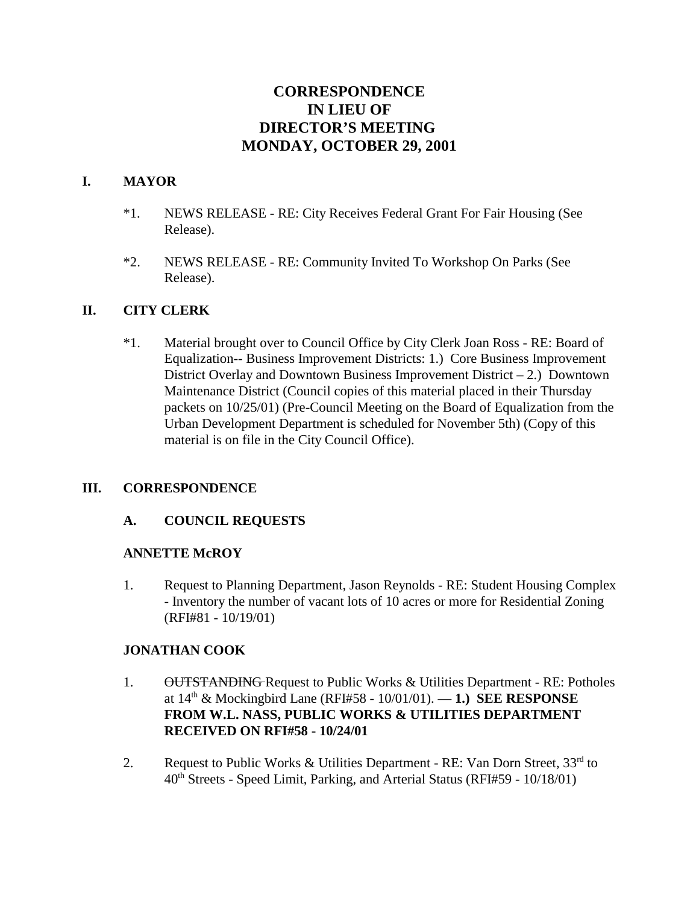# CORRESPONDENCE
# IN LIEU OF
# DIRECTOR'S MEETING
# MONDAY, OCTOBER 29, 2001

## I. MAYOR

*1. NEWS RELEASE - RE: City Receives Federal Grant For Fair Housing (See Release).

*2. NEWS RELEASE - RE: Community Invited To Workshop On Parks (See Release).

## II. CITY CLERK

*1. Material brought over to Council Office by City Clerk Joan Ross - RE: Board of Equalization-- Business Improvement Districts: 1.) Core Business Improvement District Overlay and Downtown Business Improvement District – 2.) Downtown Maintenance District (Council copies of this material placed in their Thursday packets on 10/25/01) (Pre-Council Meeting on the Board of Equalization from the Urban Development Department is scheduled for November 5th) (Copy of this material is on file in the City Council Office).

## III. CORRESPONDENCE

### A. COUNCIL REQUESTS

**ANNETTE McROY**

1. Request to Planning Department, Jason Reynolds - RE: Student Housing Complex - Inventory the number of vacant lots of 10 acres or more for Residential Zoning (RFI#81 - 10/19/01)

**JONATHAN COOK**

1. ~~OUTSTANDING~~ Request to Public Works & Utilities Department - RE: Potholes at 14th & Mockingbird Lane (RFI#58 - 10/01/01). — **1.) SEE RESPONSE FROM W.L. NASS, PUBLIC WORKS & UTILITIES DEPARTMENT RECEIVED ON RFI#58 - 10/24/01**

2. Request to Public Works & Utilities Department - RE: Van Dorn Street, 33rd to 40th Streets - Speed Limit, Parking, and Arterial Status (RFI#59 - 10/18/01)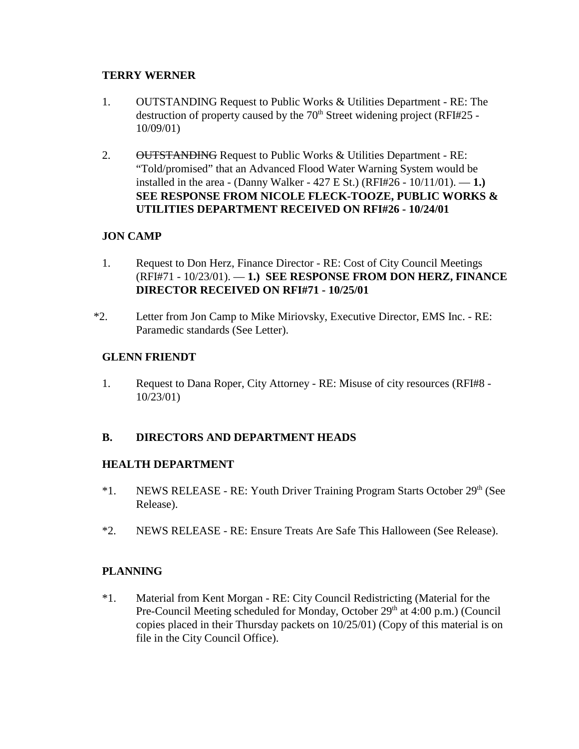**TERRY WERNER**

1. OUTSTANDING Request to Public Works & Utilities Department - RE: The destruction of property caused by the 70th Street widening project (RFI#25 - 10/09/01)

2. ~~OUTSTANDING~~ Request to Public Works & Utilities Department - RE: "Told/promised" that an Advanced Flood Water Warning System would be installed in the area - (Danny Walker - 427 E St.) (RFI#26 - 10/11/01). — **1.) SEE RESPONSE FROM NICOLE FLECK-TOOZE, PUBLIC WORKS & UTILITIES DEPARTMENT RECEIVED ON RFI#26 - 10/24/01**

**JON CAMP**

1. Request to Don Herz, Finance Director - RE: Cost of City Council Meetings (RFI#71 - 10/23/01). — **1.) SEE RESPONSE FROM DON HERZ, FINANCE DIRECTOR RECEIVED ON RFI#71 - 10/25/01**

*2. Letter from Jon Camp to Mike Miriovsky, Executive Director, EMS Inc. - RE: Paramedic standards (See Letter).

**GLENN FRIENDT**

1. Request to Dana Roper, City Attorney - RE: Misuse of city resources (RFI#8 - 10/23/01)

**B. DIRECTORS AND DEPARTMENT HEADS**

**HEALTH DEPARTMENT**

*1. NEWS RELEASE - RE: Youth Driver Training Program Starts October 29th (See Release).

*2. NEWS RELEASE - RE: Ensure Treats Are Safe This Halloween (See Release).

**PLANNING**

*1. Material from Kent Morgan - RE: City Council Redistricting (Material for the Pre-Council Meeting scheduled for Monday, October 29th at 4:00 p.m.) (Council copies placed in their Thursday packets on 10/25/01) (Copy of this material is on file in the City Council Office).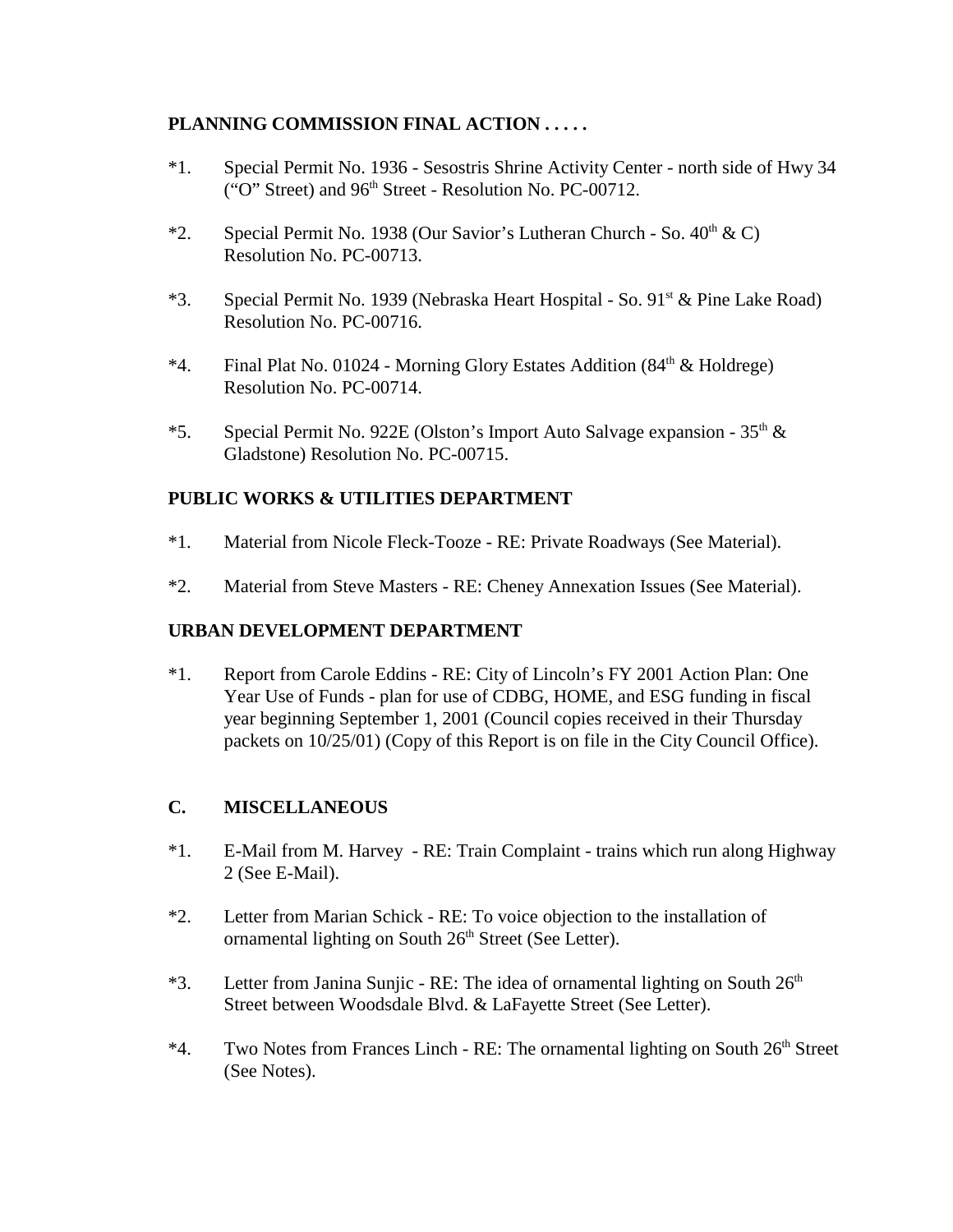**PLANNING COMMISSION FINAL ACTION . . . . .**

*1. Special Permit No. 1936 - Sesostris Shrine Activity Center - north side of Hwy 34 ("O" Street) and 96th Street - Resolution No. PC-00712.

*2. Special Permit No. 1938 (Our Savior's Lutheran Church - So. 40th & C) Resolution No. PC-00713.

*3. Special Permit No. 1939 (Nebraska Heart Hospital - So. 91st & Pine Lake Road) Resolution No. PC-00716.

*4. Final Plat No. 01024 - Morning Glory Estates Addition (84th & Holdrege) Resolution No. PC-00714.

*5. Special Permit No. 922E (Olston's Import Auto Salvage expansion - 35th & Gladstone) Resolution No. PC-00715.

**PUBLIC WORKS & UTILITIES DEPARTMENT**

*1. Material from Nicole Fleck-Tooze - RE: Private Roadways (See Material).

*2. Material from Steve Masters - RE: Cheney Annexation Issues (See Material).

**URBAN DEVELOPMENT DEPARTMENT**

*1. Report from Carole Eddins - RE: City of Lincoln's FY 2001 Action Plan: One Year Use of Funds - plan for use of CDBG, HOME, and ESG funding in fiscal year beginning September 1, 2001 (Council copies received in their Thursday packets on 10/25/01) (Copy of this Report is on file in the City Council Office).

**C. MISCELLANEOUS**

*1. E-Mail from M. Harvey - RE: Train Complaint - trains which run along Highway 2 (See E-Mail).

*2. Letter from Marian Schick - RE: To voice objection to the installation of ornamental lighting on South 26th Street (See Letter).

*3. Letter from Janina Sunjic - RE: The idea of ornamental lighting on South 26th Street between Woodsdale Blvd. & LaFayette Street (See Letter).

*4. Two Notes from Frances Linch - RE: The ornamental lighting on South 26th Street (See Notes).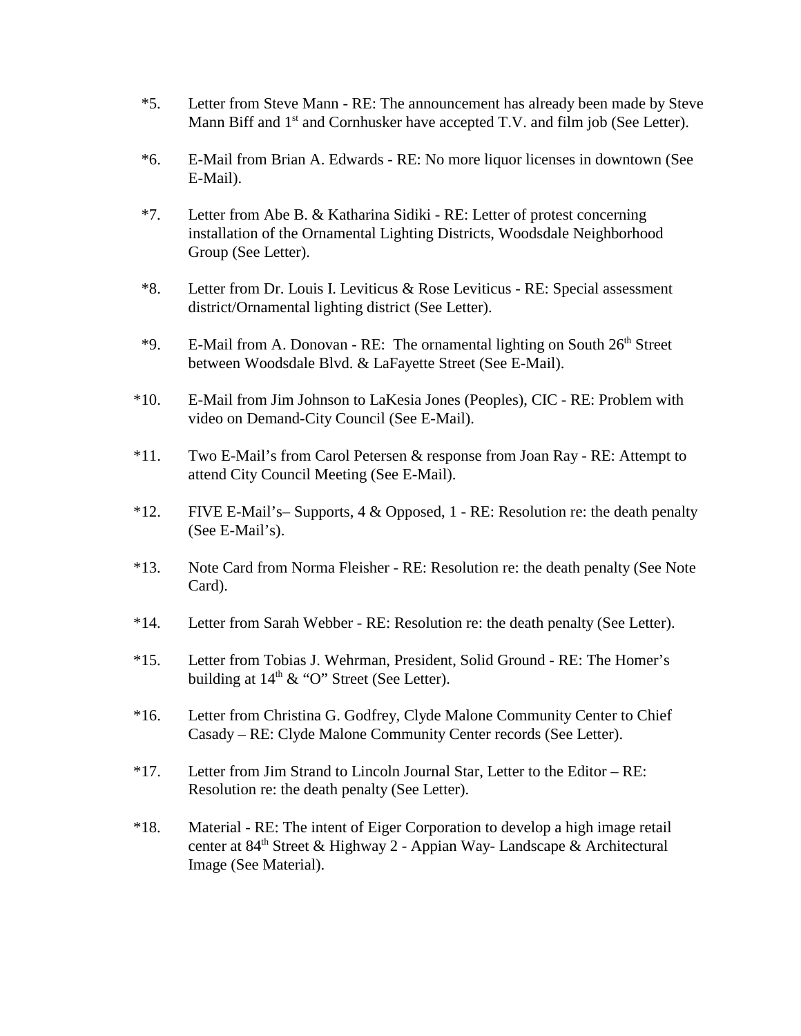*5. Letter from Steve Mann - RE: The announcement has already been made by Steve Mann Biff and 1st and Cornhusker have accepted T.V. and film job (See Letter).

*6. E-Mail from Brian A. Edwards - RE: No more liquor licenses in downtown (See E-Mail).

*7. Letter from Abe B. & Katharina Sidiki - RE: Letter of protest concerning installation of the Ornamental Lighting Districts, Woodsdale Neighborhood Group (See Letter).

*8. Letter from Dr. Louis I. Leviticus & Rose Leviticus - RE: Special assessment district/Ornamental lighting district (See Letter).

*9. E-Mail from A. Donovan - RE: The ornamental lighting on South 26th Street between Woodsdale Blvd. & LaFayette Street (See E-Mail).

*10. E-Mail from Jim Johnson to LaKesia Jones (Peoples), CIC - RE: Problem with video on Demand-City Council (See E-Mail).

*11. Two E-Mail's from Carol Petersen & response from Joan Ray - RE: Attempt to attend City Council Meeting (See E-Mail).

*12. FIVE E-Mail's– Supports, 4 & Opposed, 1 - RE: Resolution re: the death penalty (See E-Mail's).

*13. Note Card from Norma Fleisher - RE: Resolution re: the death penalty (See Note Card).

*14. Letter from Sarah Webber - RE: Resolution re: the death penalty (See Letter).

*15. Letter from Tobias J. Wehrman, President, Solid Ground - RE: The Homer's building at 14th & "O" Street (See Letter).

*16. Letter from Christina G. Godfrey, Clyde Malone Community Center to Chief Casady – RE: Clyde Malone Community Center records (See Letter).

*17. Letter from Jim Strand to Lincoln Journal Star, Letter to the Editor – RE: Resolution re: the death penalty (See Letter).

*18. Material - RE: The intent of Eiger Corporation to develop a high image retail center at 84th Street & Highway 2 - Appian Way- Landscape & Architectural Image (See Material).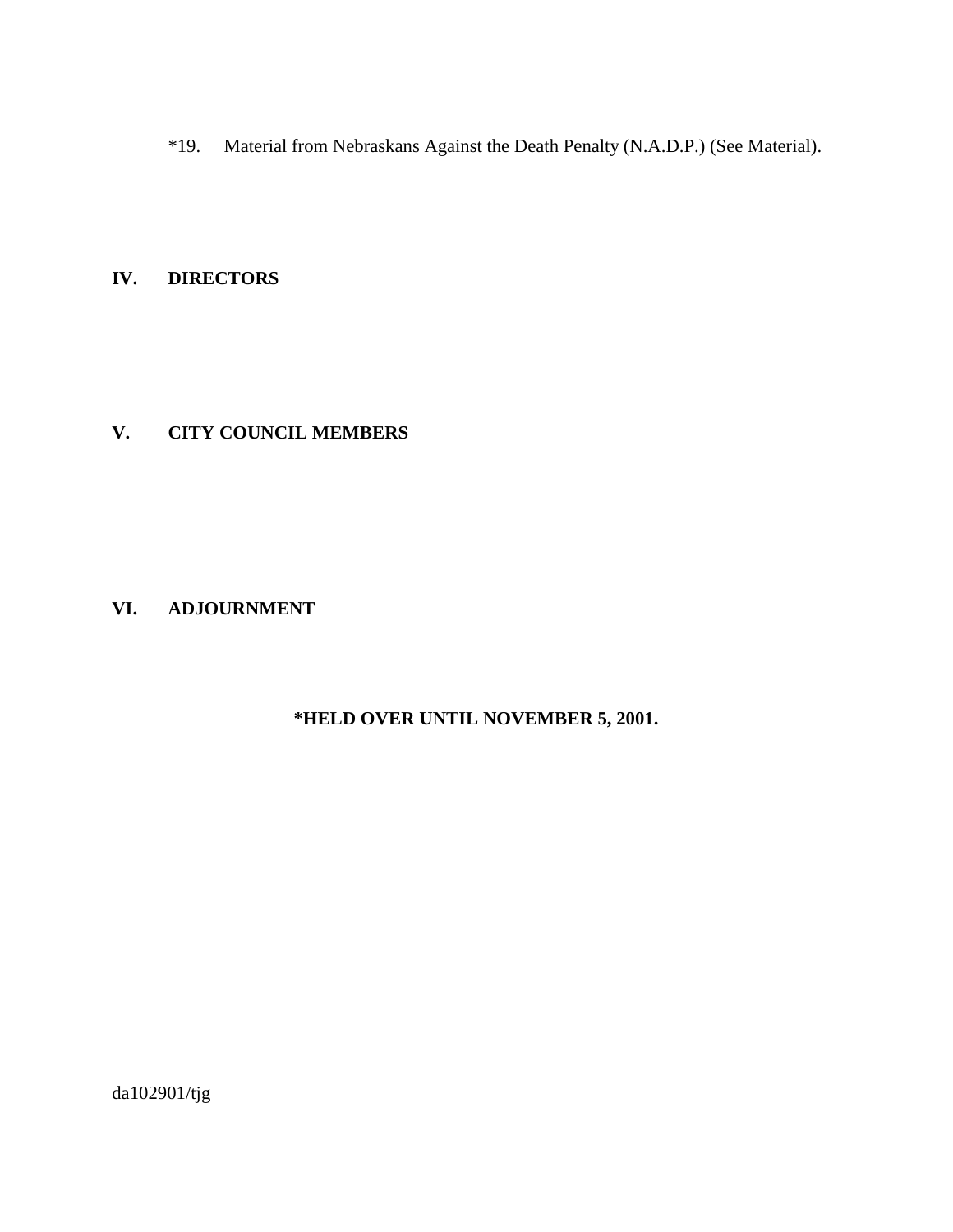*19. Material from Nebraskans Against the Death Penalty (N.A.D.P.) (See Material).

## IV. DIRECTORS

## V. CITY COUNCIL MEMBERS

## VI. ADJOURNMENT

**\*HELD OVER UNTIL NOVEMBER 5, 2001.**

da102901/tjg